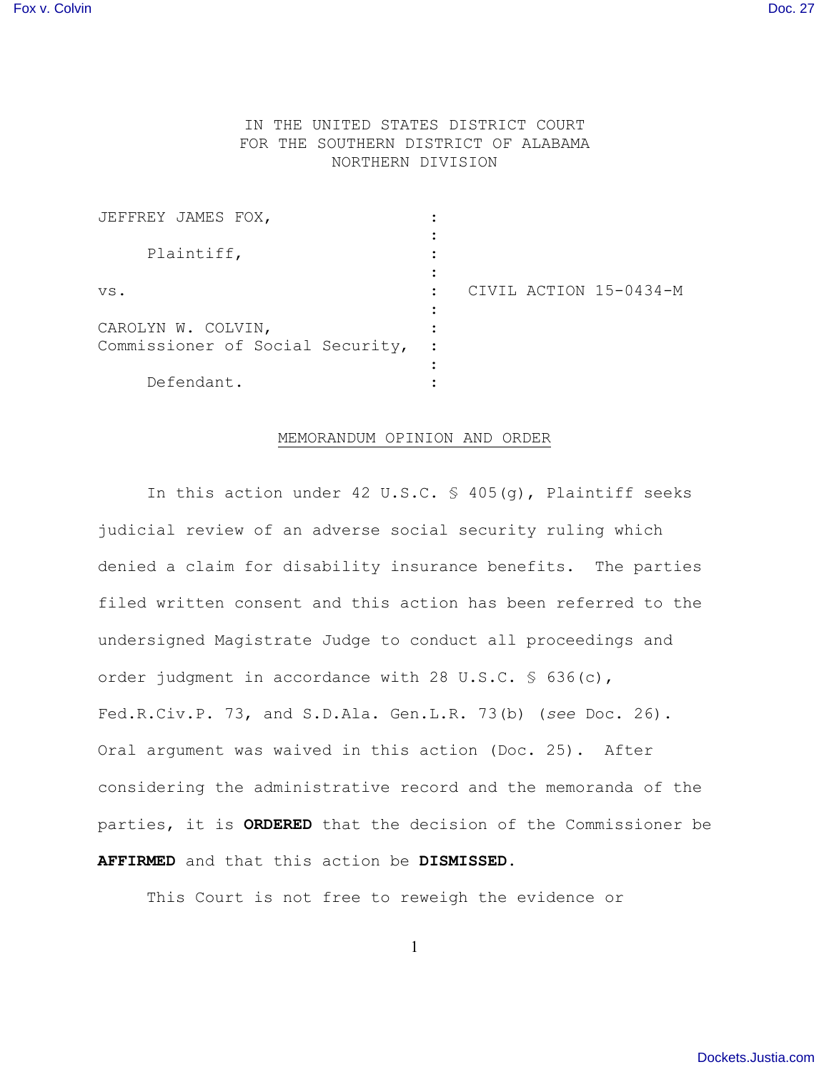IN THE UNITED STATES DISTRICT COURT
FOR THE SOUTHERN DISTRICT OF ALABAMA
NORTHERN DIVISION

| | | |
|---|---|---|
| JEFFREY JAMES FOX, | : | |
| Plaintiff, | : | |
| vs. | : | CIVIL ACTION 15-0434-M |
| CAROLYN W. COLVIN, Commissioner of Social Security, | : | |
| Defendant. | : | |

MEMORANDUM OPINION AND ORDER

In this action under 42 U.S.C. § 405(g), Plaintiff seeks judicial review of an adverse social security ruling which denied a claim for disability insurance benefits. The parties filed written consent and this action has been referred to the undersigned Magistrate Judge to conduct all proceedings and order judgment in accordance with 28 U.S.C. § 636(c), Fed.R.Civ.P. 73, and S.D.Ala. Gen.L.R. 73(b) (*see* Doc. 26). Oral argument was waived in this action (Doc. 25). After considering the administrative record and the memoranda of the parties, it is **ORDERED** that the decision of the Commissioner be **AFFIRMED** and that this action be **DISMISSED.**

This Court is not free to reweigh the evidence or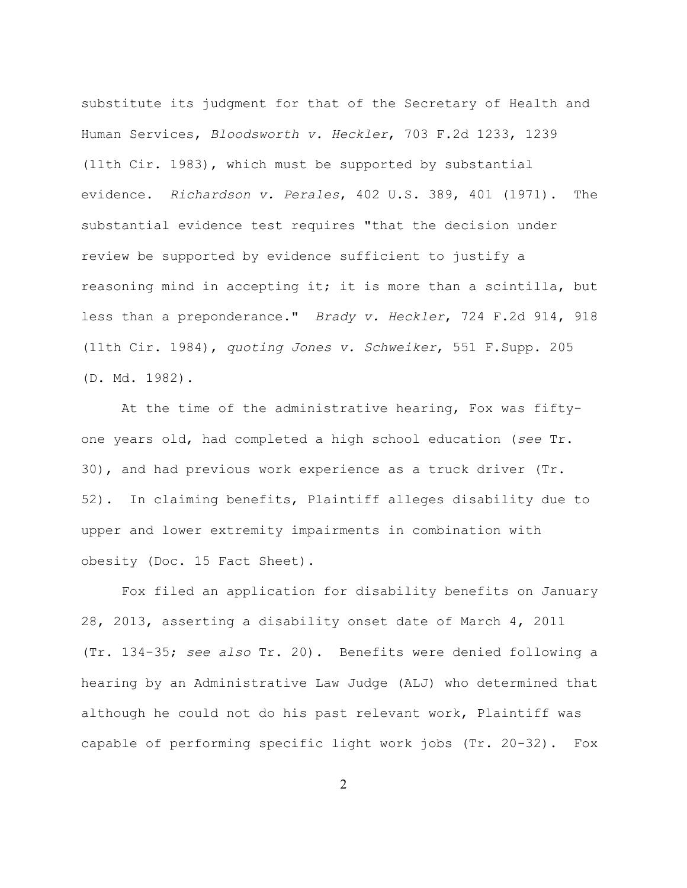substitute its judgment for that of the Secretary of Health and Human Services, *Bloodsworth v. Heckler*, 703 F.2d 1233, 1239 (11th Cir. 1983), which must be supported by substantial evidence. *Richardson v. Perales*, 402 U.S. 389, 401 (1971). The substantial evidence test requires "that the decision under review be supported by evidence sufficient to justify a reasoning mind in accepting it; it is more than a scintilla, but less than a preponderance." *Brady v. Heckler*, 724 F.2d 914, 918 (11th Cir. 1984), *quoting Jones v. Schweiker*, 551 F.Supp. 205 (D. Md. 1982).

At the time of the administrative hearing, Fox was fifty-one years old, had completed a high school education (*see* Tr. 30), and had previous work experience as a truck driver (Tr. 52). In claiming benefits, Plaintiff alleges disability due to upper and lower extremity impairments in combination with obesity (Doc. 15 Fact Sheet).

Fox filed an application for disability benefits on January 28, 2013, asserting a disability onset date of March 4, 2011 (Tr. 134-35; *see also* Tr. 20). Benefits were denied following a hearing by an Administrative Law Judge (ALJ) who determined that although he could not do his past relevant work, Plaintiff was capable of performing specific light work jobs (Tr. 20-32). Fox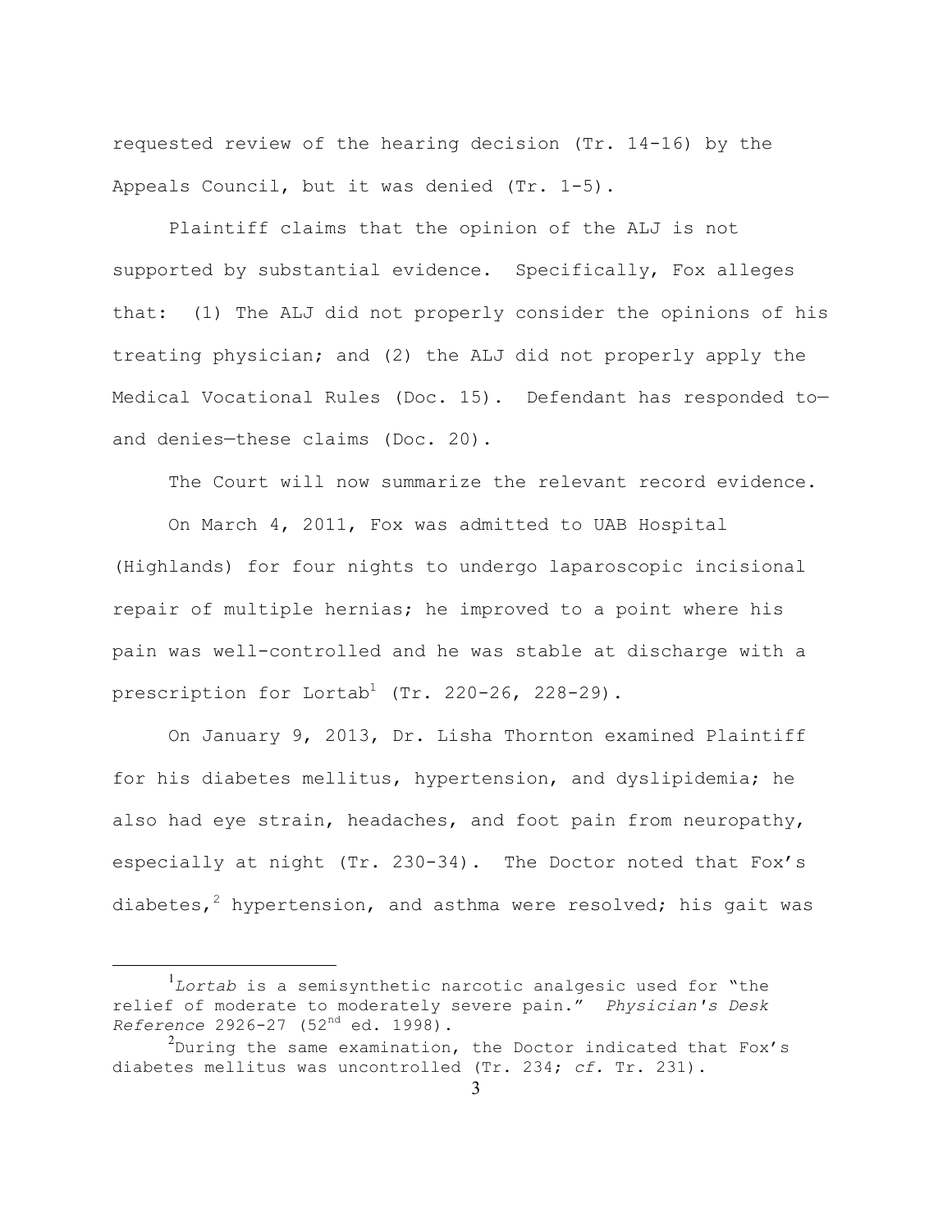requested review of the hearing decision (Tr. 14-16) by the Appeals Council, but it was denied (Tr. 1-5).

Plaintiff claims that the opinion of the ALJ is not supported by substantial evidence. Specifically, Fox alleges that: (1) The ALJ did not properly consider the opinions of his treating physician; and (2) the ALJ did not properly apply the Medical Vocational Rules (Doc. 15). Defendant has responded to—and denies—these claims (Doc. 20).

The Court will now summarize the relevant record evidence.

On March 4, 2011, Fox was admitted to UAB Hospital (Highlands) for four nights to undergo laparoscopic incisional repair of multiple hernias; he improved to a point where his pain was well-controlled and he was stable at discharge with a prescription for Lortab[1] (Tr. 220-26, 228-29).

On January 9, 2013, Dr. Lisha Thornton examined Plaintiff for his diabetes mellitus, hypertension, and dyslipidemia; he also had eye strain, headaches, and foot pain from neuropathy, especially at night (Tr. 230-34). The Doctor noted that Fox's diabetes,[2] hypertension, and asthma were resolved; his gait was

---

[1] *Lortab* is a semisynthetic narcotic analgesic used for "the relief of moderate to moderately severe pain." *Physician's Desk Reference* 2926-27 (52nd ed. 1998).

[2] During the same examination, the Doctor indicated that Fox's diabetes mellitus was uncontrolled (Tr. 234; *cf.* Tr. 231).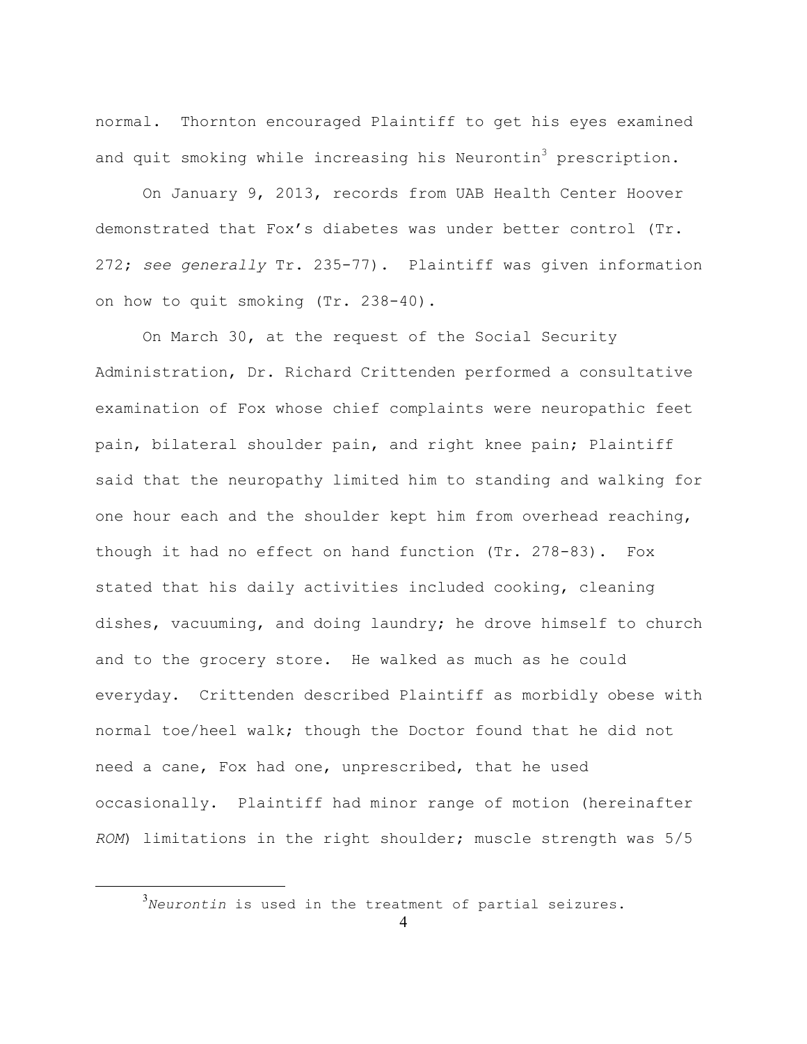normal. Thornton encouraged Plaintiff to get his eyes examined and quit smoking while increasing his Neurontin[3] prescription.

On January 9, 2013, records from UAB Health Center Hoover demonstrated that Fox's diabetes was under better control (Tr. 272; *see generally* Tr. 235-77). Plaintiff was given information on how to quit smoking (Tr. 238-40).

On March 30, at the request of the Social Security Administration, Dr. Richard Crittenden performed a consultative examination of Fox whose chief complaints were neuropathic feet pain, bilateral shoulder pain, and right knee pain; Plaintiff said that the neuropathy limited him to standing and walking for one hour each and the shoulder kept him from overhead reaching, though it had no effect on hand function (Tr. 278-83). Fox stated that his daily activities included cooking, cleaning dishes, vacuuming, and doing laundry; he drove himself to church and to the grocery store. He walked as much as he could everyday. Crittenden described Plaintiff as morbidly obese with normal toe/heel walk; though the Doctor found that he did not need a cane, Fox had one, unprescribed, that he used occasionally. Plaintiff had minor range of motion (hereinafter *ROM*) limitations in the right shoulder; muscle strength was 5/5

[3] *Neurontin* is used in the treatment of partial seizures.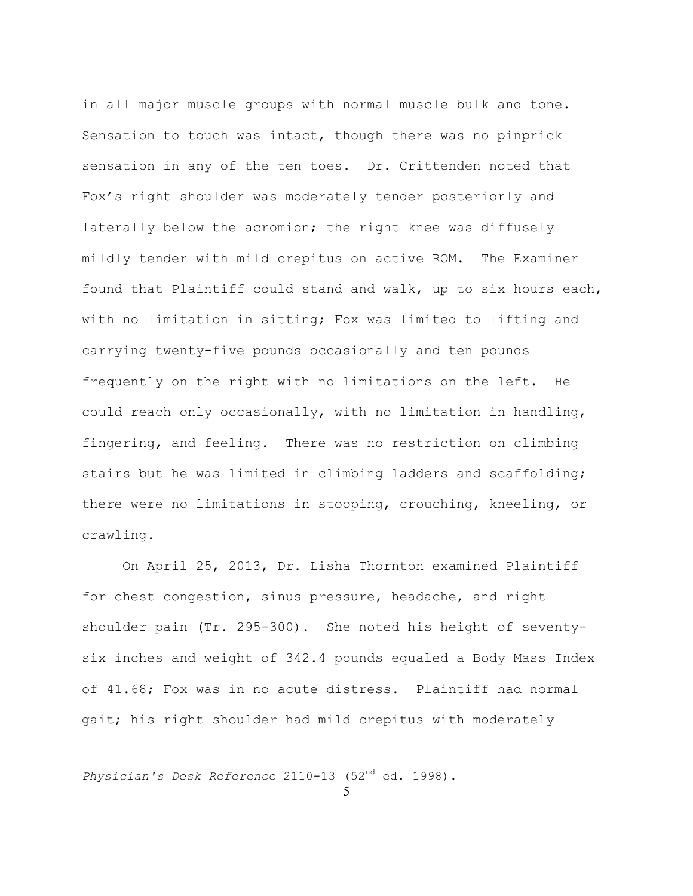in all major muscle groups with normal muscle bulk and tone. Sensation to touch was intact, though there was no pinprick sensation in any of the ten toes. Dr. Crittenden noted that Fox's right shoulder was moderately tender posteriorly and laterally below the acromion; the right knee was diffusely mildly tender with mild crepitus on active ROM. The Examiner found that Plaintiff could stand and walk, up to six hours each, with no limitation in sitting; Fox was limited to lifting and carrying twenty-five pounds occasionally and ten pounds frequently on the right with no limitations on the left. He could reach only occasionally, with no limitation in handling, fingering, and feeling. There was no restriction on climbing stairs but he was limited in climbing ladders and scaffolding; there were no limitations in stooping, crouching, kneeling, or crawling.

On April 25, 2013, Dr. Lisha Thornton examined Plaintiff for chest congestion, sinus pressure, headache, and right shoulder pain (Tr. 295-300). She noted his height of seventy-six inches and weight of 342.4 pounds equaled a Body Mass Index of 41.68; Fox was in no acute distress. Plaintiff had normal gait; his right shoulder had mild crepitus with moderately

---

*Physician's Desk Reference* 2110-13 (52nd ed. 1998).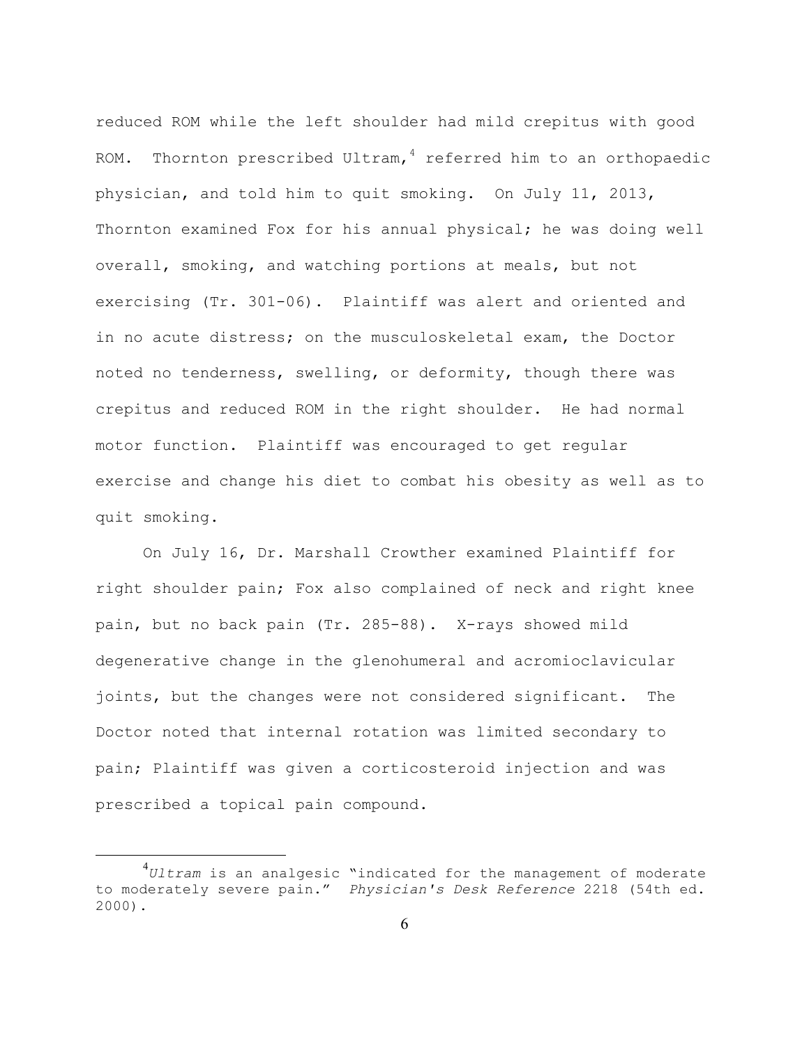reduced ROM while the left shoulder had mild crepitus with good ROM. Thornton prescribed Ultram,[4] referred him to an orthopaedic physician, and told him to quit smoking. On July 11, 2013, Thornton examined Fox for his annual physical; he was doing well overall, smoking, and watching portions at meals, but not exercising (Tr. 301-06). Plaintiff was alert and oriented and in no acute distress; on the musculoskeletal exam, the Doctor noted no tenderness, swelling, or deformity, though there was crepitus and reduced ROM in the right shoulder. He had normal motor function. Plaintiff was encouraged to get regular exercise and change his diet to combat his obesity as well as to quit smoking.

On July 16, Dr. Marshall Crowther examined Plaintiff for right shoulder pain; Fox also complained of neck and right knee pain, but no back pain (Tr. 285-88). X-rays showed mild degenerative change in the glenohumeral and acromioclavicular joints, but the changes were not considered significant. The Doctor noted that internal rotation was limited secondary to pain; Plaintiff was given a corticosteroid injection and was prescribed a topical pain compound.

---

[4]*Ultram* is an analgesic "indicated for the management of moderate to moderately severe pain." *Physician's Desk Reference* 2218 (54th ed. 2000).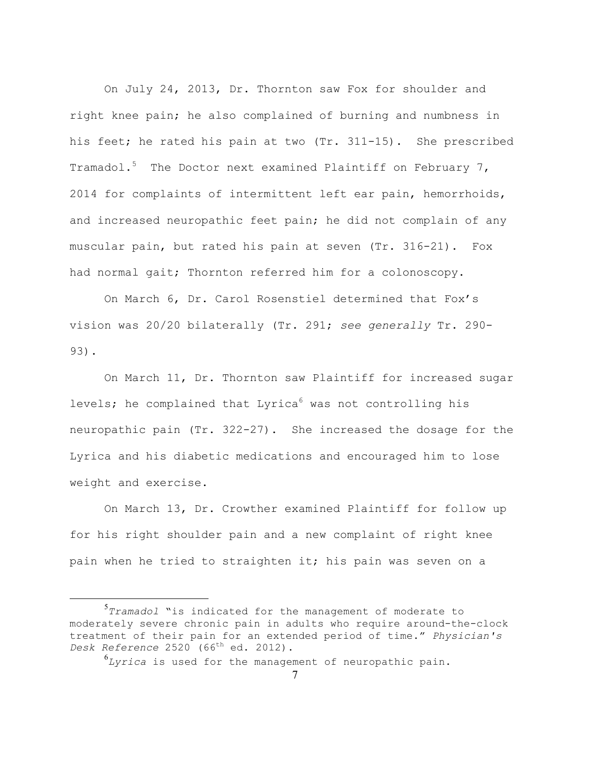On July 24, 2013, Dr. Thornton saw Fox for shoulder and right knee pain; he also complained of burning and numbness in his feet; he rated his pain at two (Tr. 311-15). She prescribed Tramadol.[5] The Doctor next examined Plaintiff on February 7, 2014 for complaints of intermittent left ear pain, hemorrhoids, and increased neuropathic feet pain; he did not complain of any muscular pain, but rated his pain at seven (Tr. 316-21). Fox had normal gait; Thornton referred him for a colonoscopy.

On March 6, Dr. Carol Rosenstiel determined that Fox's vision was 20/20 bilaterally (Tr. 291; *see generally* Tr. 290-93).

On March 11, Dr. Thornton saw Plaintiff for increased sugar levels; he complained that Lyrica[6] was not controlling his neuropathic pain (Tr. 322-27). She increased the dosage for the Lyrica and his diabetic medications and encouraged him to lose weight and exercise.

On March 13, Dr. Crowther examined Plaintiff for follow up for his right shoulder pain and a new complaint of right knee pain when he tried to straighten it; his pain was seven on a

---

[5]*Tramadol* "is indicated for the management of moderate to moderately severe chronic pain in adults who require around-the-clock treatment of their pain for an extended period of time." *Physician's Desk Reference* 2520 (66th ed. 2012).

[6]*Lyrica* is used for the management of neuropathic pain.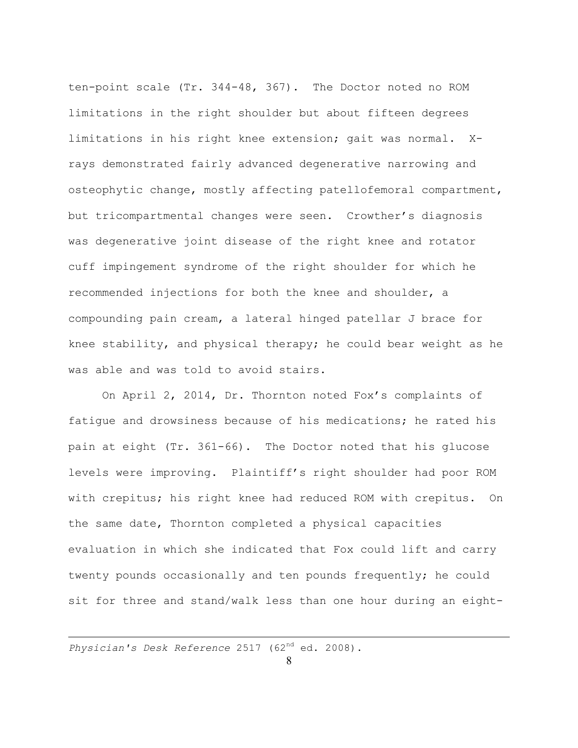ten-point scale (Tr. 344-48, 367). The Doctor noted no ROM limitations in the right shoulder but about fifteen degrees limitations in his right knee extension; gait was normal. X-rays demonstrated fairly advanced degenerative narrowing and osteophytic change, mostly affecting patellofemoral compartment, but tricompartmental changes were seen. Crowther's diagnosis was degenerative joint disease of the right knee and rotator cuff impingement syndrome of the right shoulder for which he recommended injections for both the knee and shoulder, a compounding pain cream, a lateral hinged patellar J brace for knee stability, and physical therapy; he could bear weight as he was able and was told to avoid stairs.

On April 2, 2014, Dr. Thornton noted Fox's complaints of fatigue and drowsiness because of his medications; he rated his pain at eight (Tr. 361-66). The Doctor noted that his glucose levels were improving. Plaintiff's right shoulder had poor ROM with crepitus; his right knee had reduced ROM with crepitus. On the same date, Thornton completed a physical capacities evaluation in which she indicated that Fox could lift and carry twenty pounds occasionally and ten pounds frequently; he could sit for three and stand/walk less than one hour during an eight-

---

*Physician's Desk Reference* 2517 (62nd ed. 2008).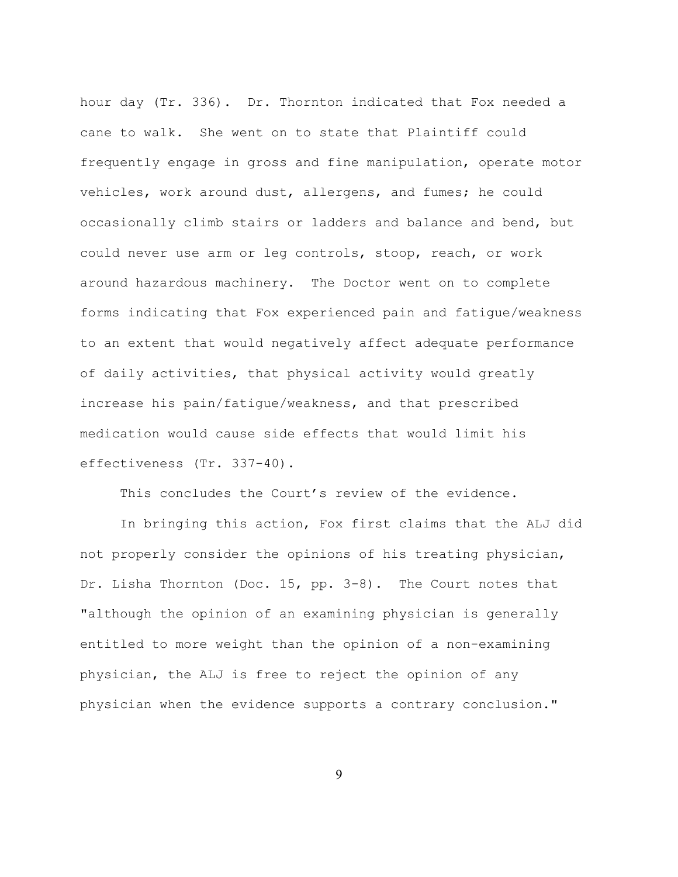hour day (Tr. 336). Dr. Thornton indicated that Fox needed a cane to walk. She went on to state that Plaintiff could frequently engage in gross and fine manipulation, operate motor vehicles, work around dust, allergens, and fumes; he could occasionally climb stairs or ladders and balance and bend, but could never use arm or leg controls, stoop, reach, or work around hazardous machinery. The Doctor went on to complete forms indicating that Fox experienced pain and fatigue/weakness to an extent that would negatively affect adequate performance of daily activities, that physical activity would greatly increase his pain/fatigue/weakness, and that prescribed medication would cause side effects that would limit his effectiveness (Tr. 337-40).

This concludes the Court's review of the evidence.

In bringing this action, Fox first claims that the ALJ did not properly consider the opinions of his treating physician, Dr. Lisha Thornton (Doc. 15, pp. 3-8). The Court notes that "although the opinion of an examining physician is generally entitled to more weight than the opinion of a non-examining physician, the ALJ is free to reject the opinion of any physician when the evidence supports a contrary conclusion."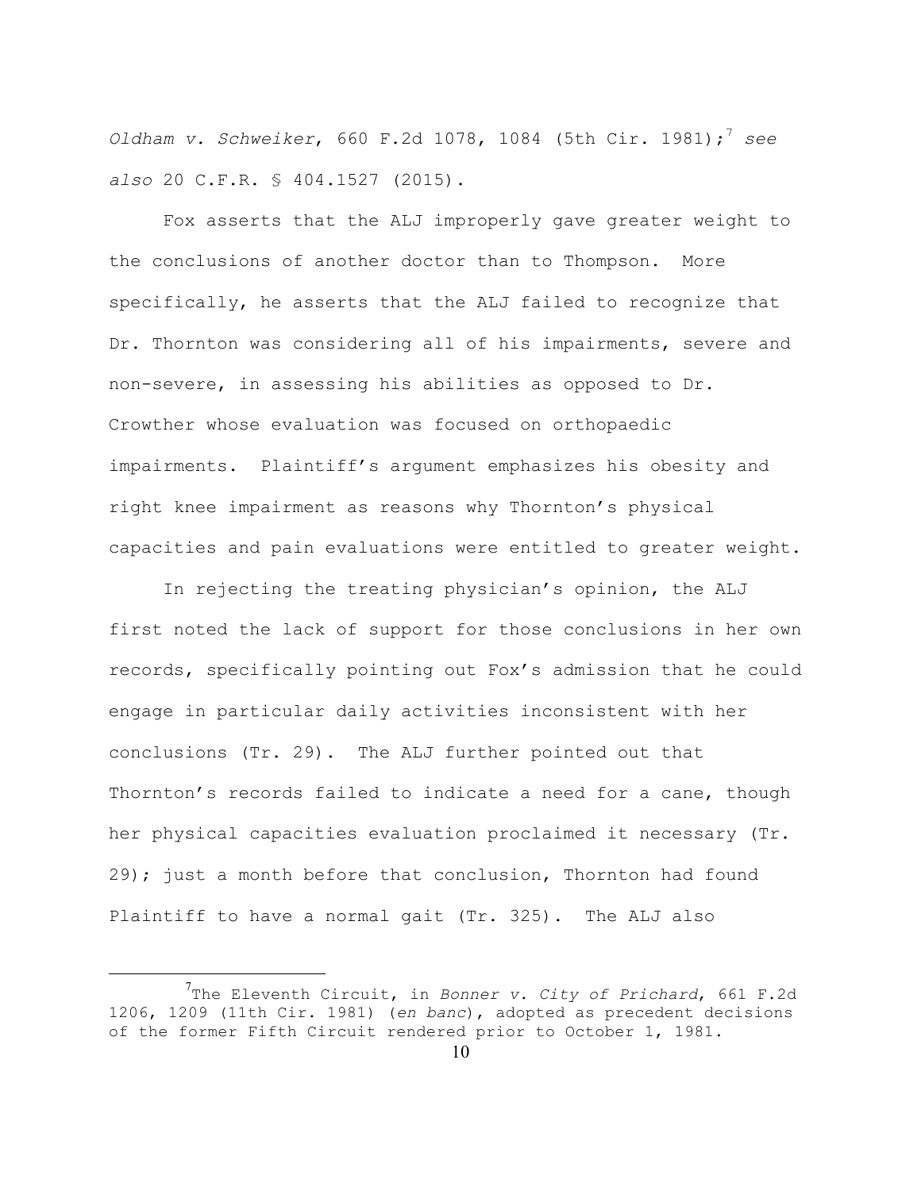*Oldham v. Schweiker*, 660 F.2d 1078, 1084 (5th Cir. 1981);[7] *see also* 20 C.F.R. § 404.1527 (2015).

Fox asserts that the ALJ improperly gave greater weight to the conclusions of another doctor than to Thompson. More specifically, he asserts that the ALJ failed to recognize that Dr. Thornton was considering all of his impairments, severe and non-severe, in assessing his abilities as opposed to Dr. Crowther whose evaluation was focused on orthopaedic impairments. Plaintiff's argument emphasizes his obesity and right knee impairment as reasons why Thornton's physical capacities and pain evaluations were entitled to greater weight.

In rejecting the treating physician's opinion, the ALJ first noted the lack of support for those conclusions in her own records, specifically pointing out Fox's admission that he could engage in particular daily activities inconsistent with her conclusions (Tr. 29). The ALJ further pointed out that Thornton's records failed to indicate a need for a cane, though her physical capacities evaluation proclaimed it necessary (Tr. 29); just a month before that conclusion, Thornton had found Plaintiff to have a normal gait (Tr. 325). The ALJ also

---

[7] The Eleventh Circuit, in *Bonner v. City of Prichard*, 661 F.2d 1206, 1209 (11th Cir. 1981) (*en banc*), adopted as precedent decisions of the former Fifth Circuit rendered prior to October 1, 1981.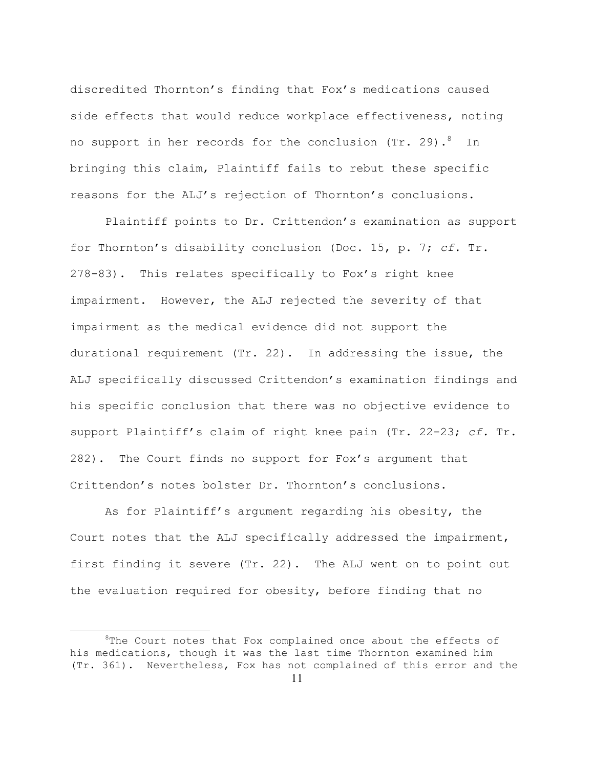discredited Thornton's finding that Fox's medications caused side effects that would reduce workplace effectiveness, noting no support in her records for the conclusion (Tr. 29).[8] In bringing this claim, Plaintiff fails to rebut these specific reasons for the ALJ's rejection of Thornton's conclusions.

Plaintiff points to Dr. Crittendon's examination as support for Thornton's disability conclusion (Doc. 15, p. 7; *cf.* Tr. 278-83). This relates specifically to Fox's right knee impairment. However, the ALJ rejected the severity of that impairment as the medical evidence did not support the durational requirement (Tr. 22). In addressing the issue, the ALJ specifically discussed Crittendon's examination findings and his specific conclusion that there was no objective evidence to support Plaintiff's claim of right knee pain (Tr. 22-23; *cf.* Tr. 282). The Court finds no support for Fox's argument that Crittendon's notes bolster Dr. Thornton's conclusions.

As for Plaintiff's argument regarding his obesity, the Court notes that the ALJ specifically addressed the impairment, first finding it severe (Tr. 22). The ALJ went on to point out the evaluation required for obesity, before finding that no

[8]The Court notes that Fox complained once about the effects of his medications, though it was the last time Thornton examined him (Tr. 361). Nevertheless, Fox has not complained of this error and the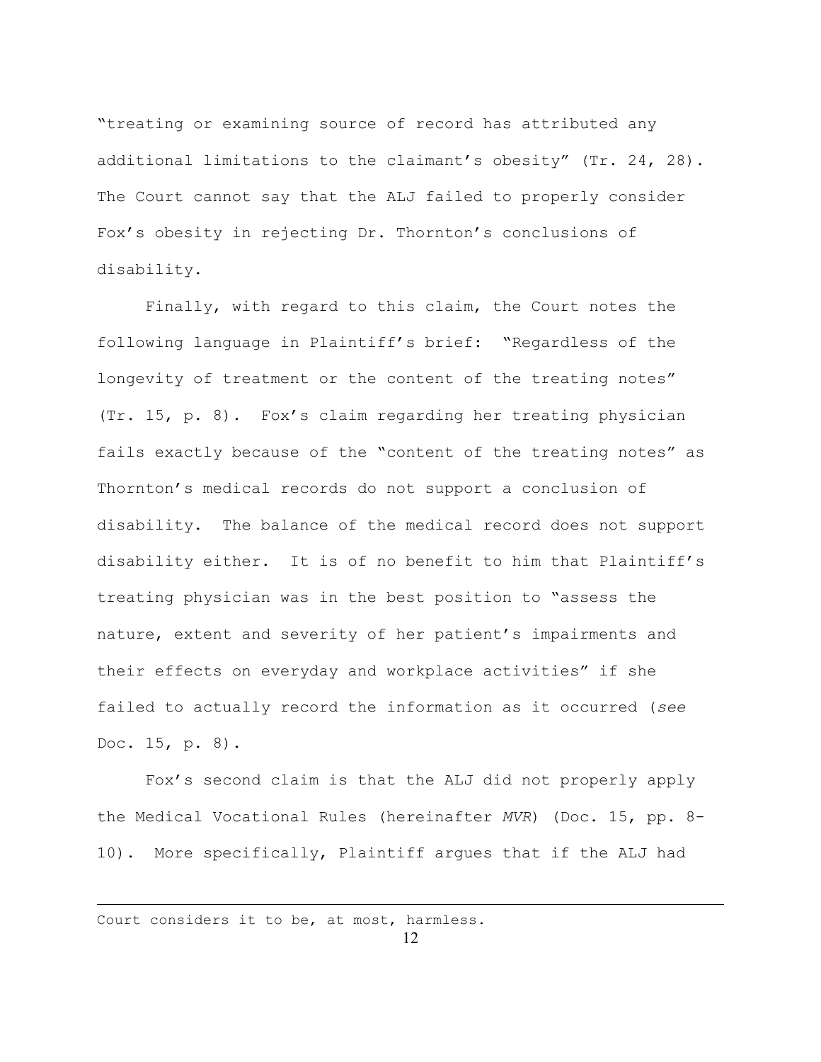"treating or examining source of record has attributed any additional limitations to the claimant's obesity" (Tr. 24, 28). The Court cannot say that the ALJ failed to properly consider Fox's obesity in rejecting Dr. Thornton's conclusions of disability.

Finally, with regard to this claim, the Court notes the following language in Plaintiff's brief: "Regardless of the longevity of treatment or the content of the treating notes" (Tr. 15, p. 8). Fox's claim regarding her treating physician fails exactly because of the "content of the treating notes" as Thornton's medical records do not support a conclusion of disability. The balance of the medical record does not support disability either. It is of no benefit to him that Plaintiff's treating physician was in the best position to "assess the nature, extent and severity of her patient's impairments and their effects on everyday and workplace activities" if she failed to actually record the information as it occurred (*see* Doc. 15, p. 8).

Fox's second claim is that the ALJ did not properly apply the Medical Vocational Rules (hereinafter *MVR*) (Doc. 15, pp. 8-10). More specifically, Plaintiff argues that if the ALJ had

---

Court considers it to be, at most, harmless.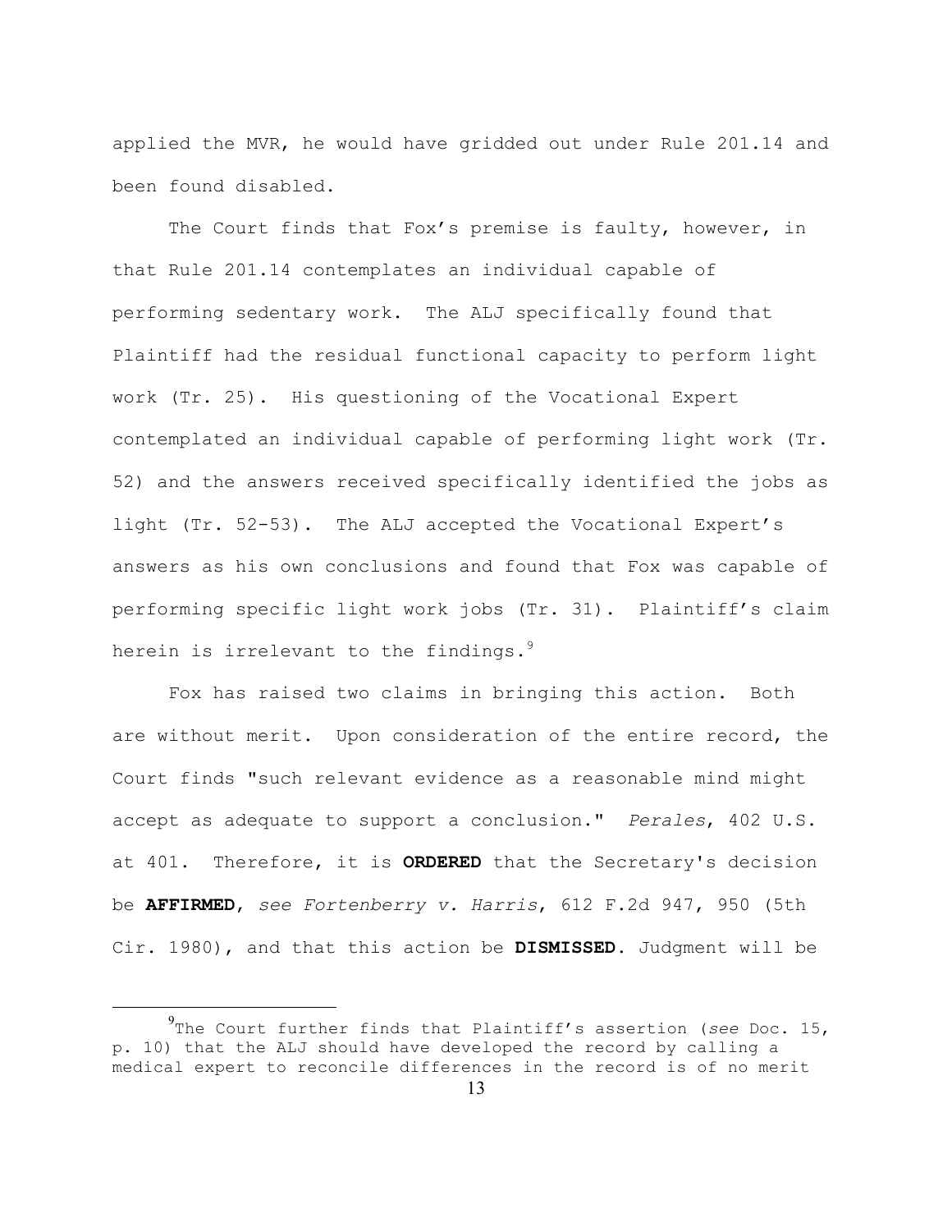applied the MVR, he would have gridded out under Rule 201.14 and been found disabled.

The Court finds that Fox's premise is faulty, however, in that Rule 201.14 contemplates an individual capable of performing sedentary work. The ALJ specifically found that Plaintiff had the residual functional capacity to perform light work (Tr. 25). His questioning of the Vocational Expert contemplated an individual capable of performing light work (Tr. 52) and the answers received specifically identified the jobs as light (Tr. 52-53). The ALJ accepted the Vocational Expert's answers as his own conclusions and found that Fox was capable of performing specific light work jobs (Tr. 31). Plaintiff's claim herein is irrelevant to the findings.[9]

Fox has raised two claims in bringing this action. Both are without merit. Upon consideration of the entire record, the Court finds "such relevant evidence as a reasonable mind might accept as adequate to support a conclusion." *Perales*, 402 U.S. at 401. Therefore, it is **ORDERED** that the Secretary's decision be **AFFIRMED**, *see Fortenberry v. Harris*, 612 F.2d 947, 950 (5th Cir. 1980), and that this action be **DISMISSED**. Judgment will be

---

[9]The Court further finds that Plaintiff's assertion (*see* Doc. 15, p. 10) that the ALJ should have developed the record by calling a medical expert to reconcile differences in the record is of no merit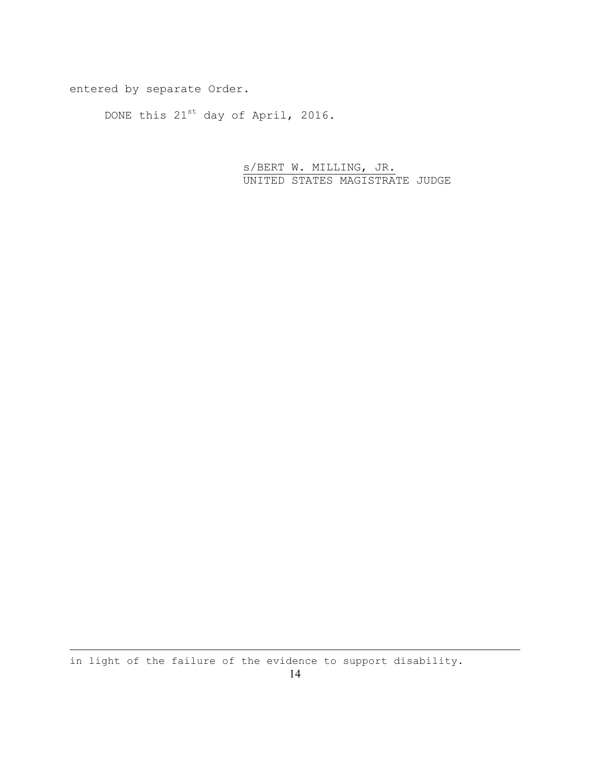entered by separate Order.

DONE this 21st day of April, 2016.

s/BERT W. MILLING, JR.
UNITED STATES MAGISTRATE JUDGE

---

in light of the failure of the evidence to support disability.